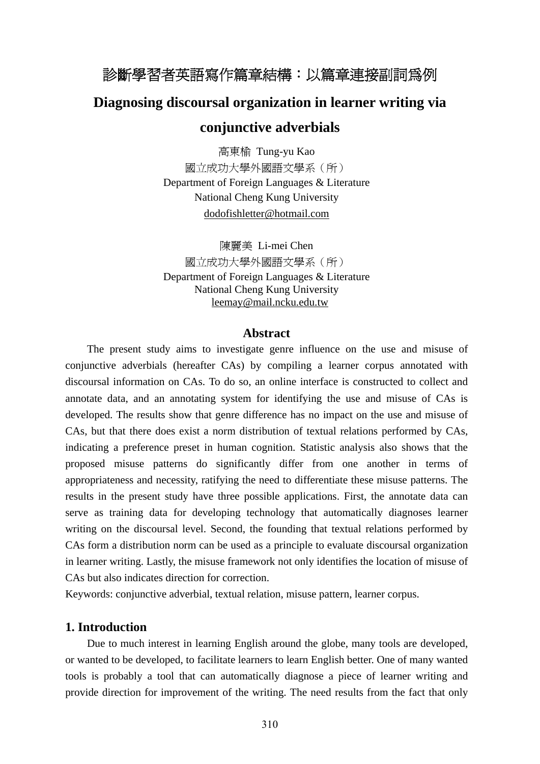# 診斷學習者英語寫作篇章結構：以篇章連接副詞爲例

# Diagnosing discoursal organization in learner writing via conjunctive adverbials

高東榆 Tung-yu Kao
國立成功大學外國語文學系（所）
Department of Foreign Languages & Literature
National Cheng Kung University
dodofishletter@hotmail.com

陳麗美 Li-mei Chen
國立成功大學外國語文學系（所）
Department of Foreign Languages & Literature
National Cheng Kung University
leemay@mail.ncku.edu.tw

## Abstract

The present study aims to investigate genre influence on the use and misuse of conjunctive adverbials (hereafter CAs) by compiling a learner corpus annotated with discoursal information on CAs. To do so, an online interface is constructed to collect and annotate data, and an annotating system for identifying the use and misuse of CAs is developed. The results show that genre difference has no impact on the use and misuse of CAs, but that there does exist a norm distribution of textual relations performed by CAs, indicating a preference preset in human cognition. Statistic analysis also shows that the proposed misuse patterns do significantly differ from one another in terms of appropriateness and necessity, ratifying the need to differentiate these misuse patterns. The results in the present study have three possible applications. First, the annotate data can serve as training data for developing technology that automatically diagnoses learner writing on the discoursal level. Second, the founding that textual relations performed by CAs form a distribution norm can be used as a principle to evaluate discoursal organization in learner writing. Lastly, the misuse framework not only identifies the location of misuse of CAs but also indicates direction for correction.

Keywords: conjunctive adverbial, textual relation, misuse pattern, learner corpus.

## 1. Introduction

Due to much interest in learning English around the globe, many tools are developed, or wanted to be developed, to facilitate learners to learn English better. One of many wanted tools is probably a tool that can automatically diagnose a piece of learner writing and provide direction for improvement of the writing. The need results from the fact that only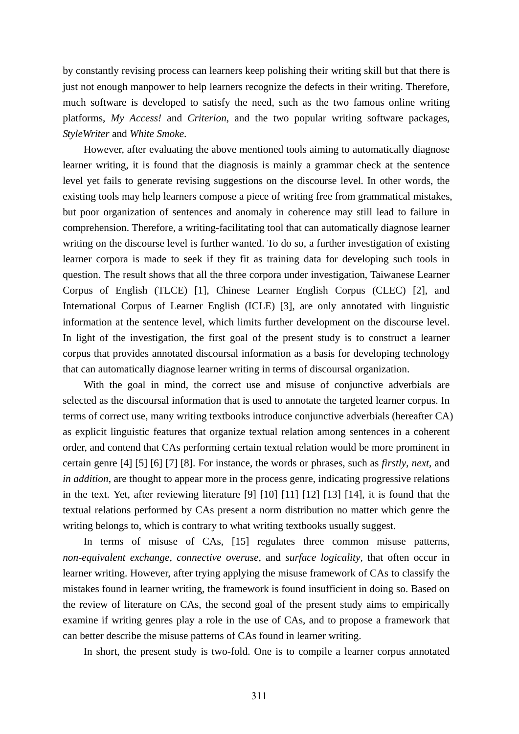by constantly revising process can learners keep polishing their writing skill but that there is just not enough manpower to help learners recognize the defects in their writing. Therefore, much software is developed to satisfy the need, such as the two famous online writing platforms, *My Access!* and *Criterion*, and the two popular writing software packages, *StyleWriter* and *White Smoke*.

However, after evaluating the above mentioned tools aiming to automatically diagnose learner writing, it is found that the diagnosis is mainly a grammar check at the sentence level yet fails to generate revising suggestions on the discourse level. In other words, the existing tools may help learners compose a piece of writing free from grammatical mistakes, but poor organization of sentences and anomaly in coherence may still lead to failure in comprehension. Therefore, a writing-facilitating tool that can automatically diagnose learner writing on the discourse level is further wanted. To do so, a further investigation of existing learner corpora is made to seek if they fit as training data for developing such tools in question. The result shows that all the three corpora under investigation, Taiwanese Learner Corpus of English (TLCE) [1], Chinese Learner English Corpus (CLEC) [2], and International Corpus of Learner English (ICLE) [3], are only annotated with linguistic information at the sentence level, which limits further development on the discourse level. In light of the investigation, the first goal of the present study is to construct a learner corpus that provides annotated discoursal information as a basis for developing technology that can automatically diagnose learner writing in terms of discoursal organization.

With the goal in mind, the correct use and misuse of conjunctive adverbials are selected as the discoursal information that is used to annotate the targeted learner corpus. In terms of correct use, many writing textbooks introduce conjunctive adverbials (hereafter CA) as explicit linguistic features that organize textual relation among sentences in a coherent order, and contend that CAs performing certain textual relation would be more prominent in certain genre [4] [5] [6] [7] [8]. For instance, the words or phrases, such as *firstly*, *next*, and *in addition*, are thought to appear more in the process genre, indicating progressive relations in the text. Yet, after reviewing literature [9] [10] [11] [12] [13] [14], it is found that the textual relations performed by CAs present a norm distribution no matter which genre the writing belongs to, which is contrary to what writing textbooks usually suggest.

In terms of misuse of CAs, [15] regulates three common misuse patterns, *non-equivalent exchange*, *connective overuse*, and *surface logicality*, that often occur in learner writing. However, after trying applying the misuse framework of CAs to classify the mistakes found in learner writing, the framework is found insufficient in doing so. Based on the review of literature on CAs, the second goal of the present study aims to empirically examine if writing genres play a role in the use of CAs, and to propose a framework that can better describe the misuse patterns of CAs found in learner writing.

In short, the present study is two-fold. One is to compile a learner corpus annotated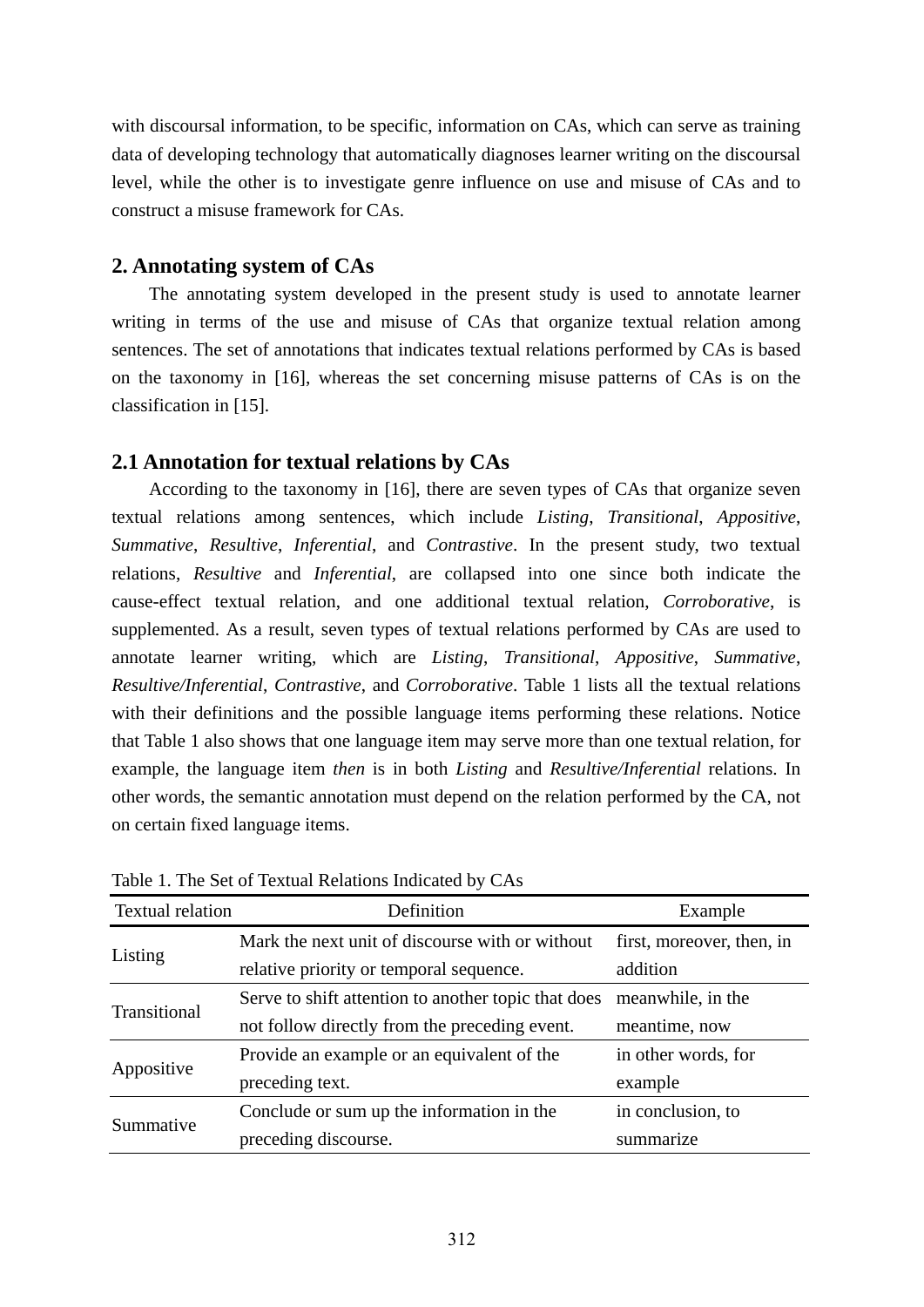with discoursal information, to be specific, information on CAs, which can serve as training data of developing technology that automatically diagnoses learner writing on the discoursal level, while the other is to investigate genre influence on use and misuse of CAs and to construct a misuse framework for CAs.

## 2. Annotating system of CAs

The annotating system developed in the present study is used to annotate learner writing in terms of the use and misuse of CAs that organize textual relation among sentences. The set of annotations that indicates textual relations performed by CAs is based on the taxonomy in [16], whereas the set concerning misuse patterns of CAs is on the classification in [15].

### 2.1 Annotation for textual relations by CAs

According to the taxonomy in [16], there are seven types of CAs that organize seven textual relations among sentences, which include *Listing*, *Transitional*, *Appositive*, *Summative*, *Resultive*, *Inferential*, and *Contrastive*. In the present study, two textual relations, *Resultive* and *Inferential*, are collapsed into one since both indicate the cause-effect textual relation, and one additional textual relation, *Corroborative*, is supplemented. As a result, seven types of textual relations performed by CAs are used to annotate learner writing, which are *Listing*, *Transitional*, *Appositive*, *Summative*, *Resultive/Inferential*, *Contrastive*, and *Corroborative*. Table 1 lists all the textual relations with their definitions and the possible language items performing these relations. Notice that Table 1 also shows that one language item may serve more than one textual relation, for example, the language item *then* is in both *Listing* and *Resultive/Inferential* relations. In other words, the semantic annotation must depend on the relation performed by the CA, not on certain fixed language items.

Table 1. The Set of Textual Relations Indicated by CAs

| Textual relation | Definition | Example |
|---|---|---|
| Listing | Mark the next unit of discourse with or without relative priority or temporal sequence. | first, moreover, then, in addition |
| Transitional | Serve to shift attention to another topic that does not follow directly from the preceding event. | meanwhile, in the meantime, now |
| Appositive | Provide an example or an equivalent of the preceding text. | in other words, for example |
| Summative | Conclude or sum up the information in the preceding discourse. | in conclusion, to summarize |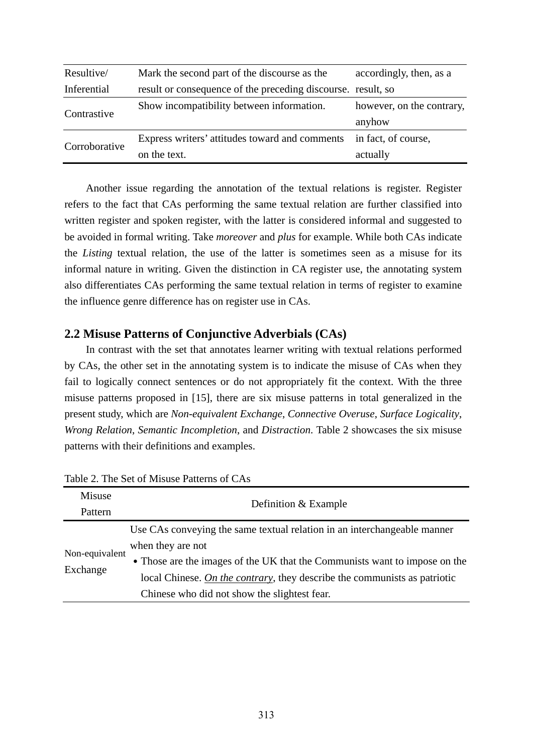| Resultive/ Inferential | Mark the second part of the discourse as the result or consequence of the preceding discourse. | accordingly, then, as a result, so |
|---|---|---|
| Contrastive | Show incompatibility between information. | however, on the contrary, anyhow |
| Corroborative | Express writers' attitudes toward and comments on the text. | in fact, of course, actually |

Another issue regarding the annotation of the textual relations is register. Register refers to the fact that CAs performing the same textual relation are further classified into written register and spoken register, with the latter is considered informal and suggested to be avoided in formal writing. Take *moreover* and *plus* for example. While both CAs indicate the *Listing* textual relation, the use of the latter is sometimes seen as a misuse for its informal nature in writing. Given the distinction in CA register use, the annotating system also differentiates CAs performing the same textual relation in terms of register to examine the influence genre difference has on register use in CAs.

## 2.2 Misuse Patterns of Conjunctive Adverbials (CAs)

In contrast with the set that annotates learner writing with textual relations performed by CAs, the other set in the annotating system is to indicate the misuse of CAs when they fail to logically connect sentences or do not appropriately fit the context. With the three misuse patterns proposed in [15], there are six misuse patterns in total generalized in the present study, which are *Non-equivalent Exchange*, *Connective Overuse*, *Surface Logicality*, *Wrong Relation*, *Semantic Incompletion*, and *Distraction*. Table 2 showcases the six misuse patterns with their definitions and examples.

Table 2. The Set of Misuse Patterns of CAs

| Misuse Pattern | Definition & Example |
|---|---|
| Non-equivalent Exchange | Use CAs conveying the same textual relation in an interchangeable manner when they are not<br>• Those are the images of the UK that the Communists want to impose on the local Chinese. <u>*On the contrary*</u>, they describe the communists as patriotic Chinese who did not show the slightest fear. |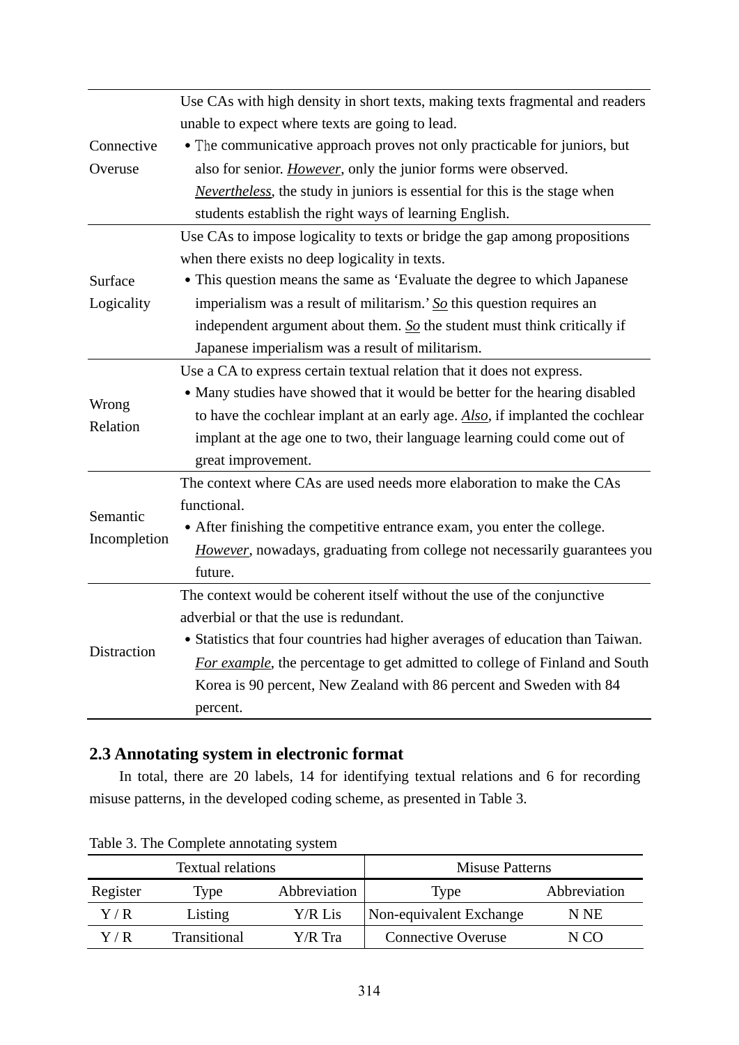| | |
|---|---|
| Connective Overuse | Use CAs with high density in short texts, making texts fragmental and readers unable to expect where texts are going to lead. • The communicative approach proves not only practicable for juniors, but also for senior. ***However***, only the junior forms were observed. ***Nevertheless***, the study in juniors is essential for this is the stage when students establish the right ways of learning English. |
| Surface Logicality | Use CAs to impose logicality to texts or bridge the gap among propositions when there exists no deep logicality in texts. • This question means the same as 'Evaluate the degree to which Japanese imperialism was a result of militarism.' ***So*** this question requires an independent argument about them. ***So*** the student must think critically if Japanese imperialism was a result of militarism. |
| Wrong Relation | Use a CA to express certain textual relation that it does not express. • Many studies have showed that it would be better for the hearing disabled to have the cochlear implant at an early age. ***Also***, if implanted the cochlear implant at the age one to two, their language learning could come out of great improvement. |
| Semantic Incompletion | The context where CAs are used needs more elaboration to make the CAs functional. • After finishing the competitive entrance exam, you enter the college. ***However***, nowadays, graduating from college not necessarily guarantees you future. |
| Distraction | The context would be coherent itself without the use of the conjunctive adverbial or that the use is redundant. • Statistics that four countries had higher averages of education than Taiwan. ***For example***, the percentage to get admitted to college of Finland and South Korea is 90 percent, New Zealand with 86 percent and Sweden with 84 percent. |

## 2.3 Annotating system in electronic format

In total, there are 20 labels, 14 for identifying textual relations and 6 for recording misuse patterns, in the developed coding scheme, as presented in Table 3.

Table 3. The Complete annotating system

| Textual relations | | | Misuse Patterns | |
|---|---|---|---|---|
| Register | Type | Abbreviation | Type | Abbreviation |
| Y / R | Listing | Y/R Lis | Non-equivalent Exchange | N NE |
| Y / R | Transitional | Y/R Tra | Connective Overuse | N CO |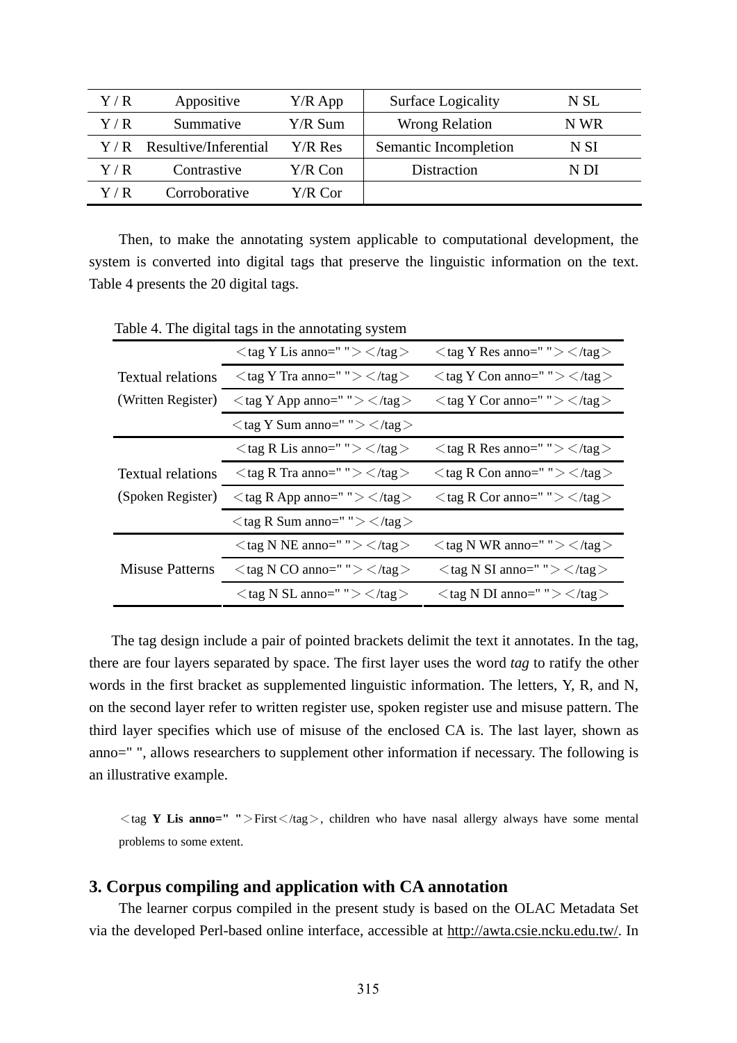| | | | | |
|---|---|---|---|---|
| Y / R | Appositive | Y/R App | Surface Logicality | N SL |
| Y / R | Summative | Y/R Sum | Wrong Relation | N WR |
| Y / R | Resultive/Inferential | Y/R Res | Semantic Incompletion | N SI |
| Y / R | Contrastive | Y/R Con | Distraction | N DI |
| Y / R | Corroborative | Y/R Cor | | |

Then, to make the annotating system applicable to computational development, the system is converted into digital tags that preserve the linguistic information on the text. Table 4 presents the 20 digital tags.

Table 4. The digital tags in the annotating system

| | | |
|---|---|---|
| Textual relations (Written Register) | ＜tag Y Lis anno=" "＞＜/tag＞ | ＜tag Y Res anno=" "＞＜/tag＞ |
| | ＜tag Y Tra anno=" "＞＜/tag＞ | ＜tag Y Con anno=" "＞＜/tag＞ |
| | ＜tag Y App anno=" "＞＜/tag＞ | ＜tag Y Cor anno=" "＞＜/tag＞ |
| | ＜tag Y Sum anno=" "＞＜/tag＞ | |
| Textual relations (Spoken Register) | ＜tag R Lis anno=" "＞＜/tag＞ | ＜tag R Res anno=" "＞＜/tag＞ |
| | ＜tag R Tra anno=" "＞＜/tag＞ | ＜tag R Con anno=" "＞＜/tag＞ |
| | ＜tag R App anno=" "＞＜/tag＞ | ＜tag R Cor anno=" "＞＜/tag＞ |
| | ＜tag R Sum anno=" "＞＜/tag＞ | |
| Misuse Patterns | ＜tag N NE anno=" "＞＜/tag＞ | ＜tag N WR anno=" "＞＜/tag＞ |
| | ＜tag N CO anno=" "＞＜/tag＞ | ＜tag N SI anno=" "＞＜/tag＞ |
| | ＜tag N SL anno=" "＞＜/tag＞ | ＜tag N DI anno=" "＞＜/tag＞ |

The tag design include a pair of pointed brackets delimit the text it annotates. In the tag, there are four layers separated by space. The first layer uses the word *tag* to ratify the other words in the first bracket as supplemented linguistic information. The letters, Y, R, and N, on the second layer refer to written register use, spoken register use and misuse pattern. The third layer specifies which use of misuse of the enclosed CA is. The last layer, shown as anno=" ", allows researchers to supplement other information if necessary. The following is an illustrative example.

> ＜tag **Y Lis anno=" "**＞First＜/tag＞, children who have nasal allergy always have some mental problems to some extent.

## 3. Corpus compiling and application with CA annotation

The learner corpus compiled in the present study is based on the OLAC Metadata Set via the developed Perl-based online interface, accessible at http://awta.csie.ncku.edu.tw/. In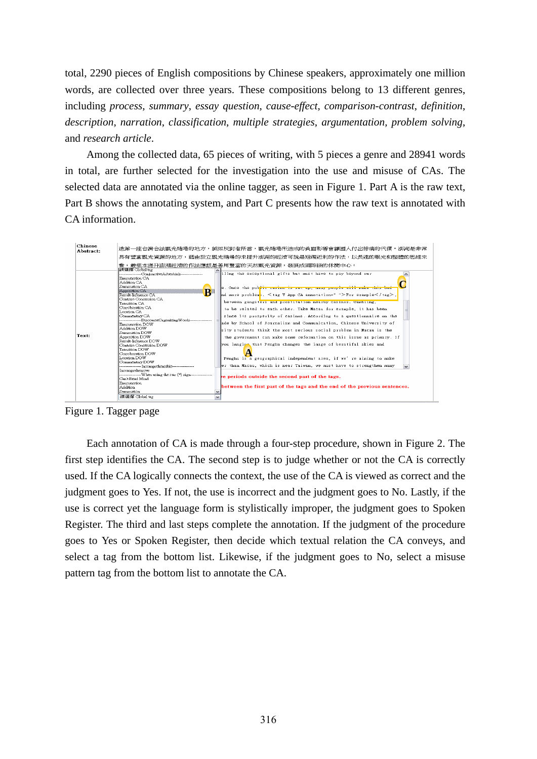total, 2290 pieces of English compositions by Chinese speakers, approximately one million words, are collected over three years. These compositions belong to 13 different genres, including *process*, *summary*, *essay question*, *cause-effect*, *comparison-contrast*, *definition*, *description*, *narration*, *classification*, *multiple strategies*, *argumentation*, *problem solving*, and *research article*.

Among the collected data, 65 pieces of writing, with 5 pieces a genre and 28941 words in total, are further selected for the investigation into the use and misuse of CAs. The selected data are annotated via the online tagger, as seen in Figure 1. Part A is the raw text, Part B shows the annotating system, and Part C presents how the raw text is annotated with CA information.

Figure 1. Tagger page

Each annotation of CA is made through a four-step procedure, shown in Figure 2. The first step identifies the CA. The second step is to judge whether or not the CA is correctly used. If the CA logically connects the context, the use of the CA is viewed as correct and the judgment goes to Yes. If not, the use is incorrect and the judgment goes to No. Lastly, if the use is correct yet the language form is stylistically improper, the judgment goes to Spoken Register. The third and last steps complete the annotation. If the judgment of the procedure goes to Yes or Spoken Register, then decide which textual relation the CA conveys, and select a tag from the bottom list. Likewise, if the judgment goes to No, select a misuse pattern tag from the bottom list to annotate the CA.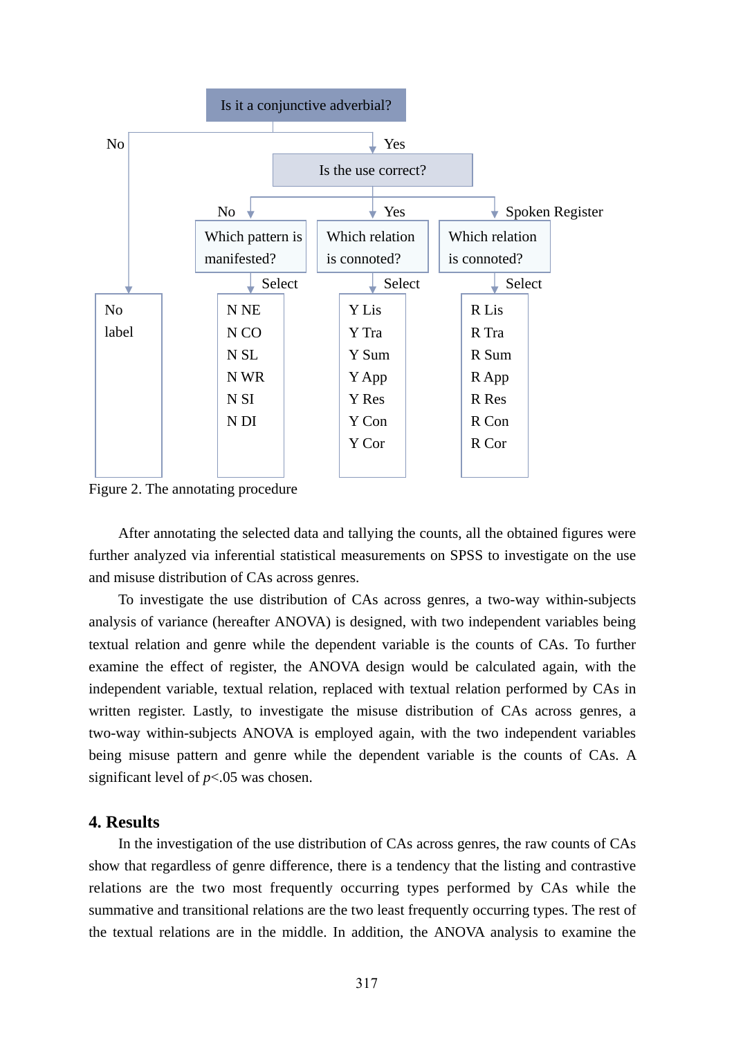Is it a conjunctive adverbial?

No → No label

Yes → Is the use correct?

- No → Which pattern is manifested? → Select: N NE, N CO, N SL, N WR, N SI, N DI
- Yes → Which relation is connoted? → Select: Y Lis, Y Tra, Y Sum, Y App, Y Res, Y Con, Y Cor
- Spoken Register → Which relation is connoted? → Select: R Lis, R Tra, R Sum, R App, R Res, R Con, R Cor

Figure 2. The annotating procedure

After annotating the selected data and tallying the counts, all the obtained figures were further analyzed via inferential statistical measurements on SPSS to investigate on the use and misuse distribution of CAs across genres.

To investigate the use distribution of CAs across genres, a two-way within-subjects analysis of variance (hereafter ANOVA) is designed, with two independent variables being textual relation and genre while the dependent variable is the counts of CAs. To further examine the effect of register, the ANOVA design would be calculated again, with the independent variable, textual relation, replaced with textual relation performed by CAs in written register. Lastly, to investigate the misuse distribution of CAs across genres, a two-way within-subjects ANOVA is employed again, with the two independent variables being misuse pattern and genre while the dependent variable is the counts of CAs. A significant level of $p<.05$ was chosen.

## 4. Results

In the investigation of the use distribution of CAs across genres, the raw counts of CAs show that regardless of genre difference, there is a tendency that the listing and contrastive relations are the two most frequently occurring types performed by CAs while the summative and transitional relations are the two least frequently occurring types. The rest of the textual relations are in the middle. In addition, the ANOVA analysis to examine the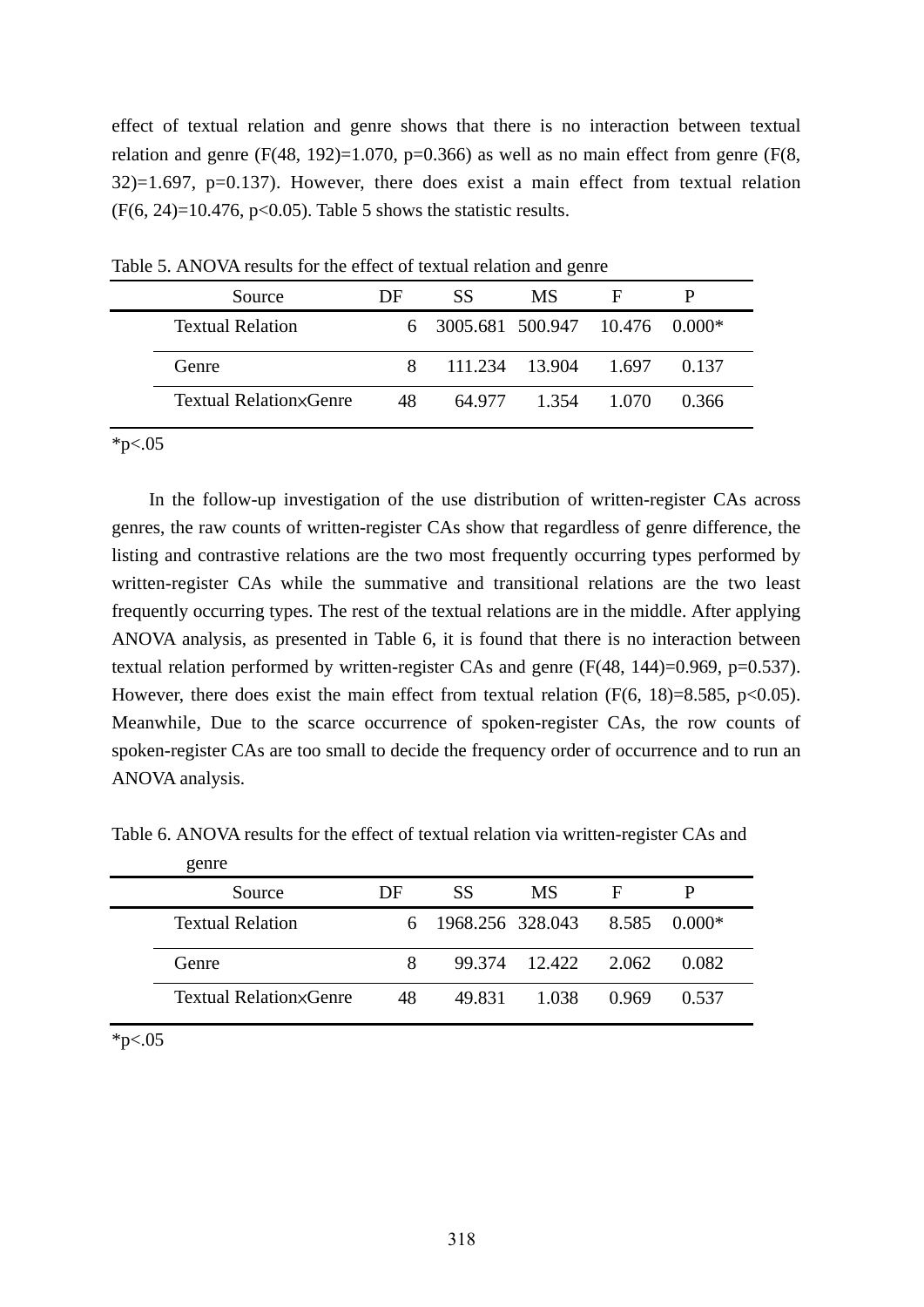effect of textual relation and genre shows that there is no interaction between textual relation and genre ($F(48, 192)=1.070$, $p=0.366$) as well as no main effect from genre ($F(8, 32)=1.697$, $p=0.137$). However, there does exist a main effect from textual relation ($F(6, 24)=10.476$, $p<0.05$). Table 5 shows the statistic results.

Table 5. ANOVA results for the effect of textual relation and genre

| Source | DF | SS | MS | F | P |
|---|---|---|---|---|---|
| Textual Relation | 6 | 3005.681 | 500.947 | 10.476 | 0.000* |
| Genre | 8 | 111.234 | 13.904 | 1.697 | 0.137 |
| Textual Relation×Genre | 48 | 64.977 | 1.354 | 1.070 | 0.366 |

*p<.05

In the follow-up investigation of the use distribution of written-register CAs across genres, the raw counts of written-register CAs show that regardless of genre difference, the listing and contrastive relations are the two most frequently occurring types performed by written-register CAs while the summative and transitional relations are the two least frequently occurring types. The rest of the textual relations are in the middle. After applying ANOVA analysis, as presented in Table 6, it is found that there is no interaction between textual relation performed by written-register CAs and genre ($F(48, 144)=0.969$, $p=0.537$). However, there does exist the main effect from textual relation ($F(6, 18)=8.585$, $p<0.05$). Meanwhile, Due to the scarce occurrence of spoken-register CAs, the row counts of spoken-register CAs are too small to decide the frequency order of occurrence and to run an ANOVA analysis.

Table 6. ANOVA results for the effect of textual relation via written-register CAs and genre

| Source | DF | SS | MS | F | P |
|---|---|---|---|---|---|
| Textual Relation | 6 | 1968.256 | 328.043 | 8.585 | 0.000* |
| Genre | 8 | 99.374 | 12.422 | 2.062 | 0.082 |
| Textual Relation×Genre | 48 | 49.831 | 1.038 | 0.969 | 0.537 |

*p<.05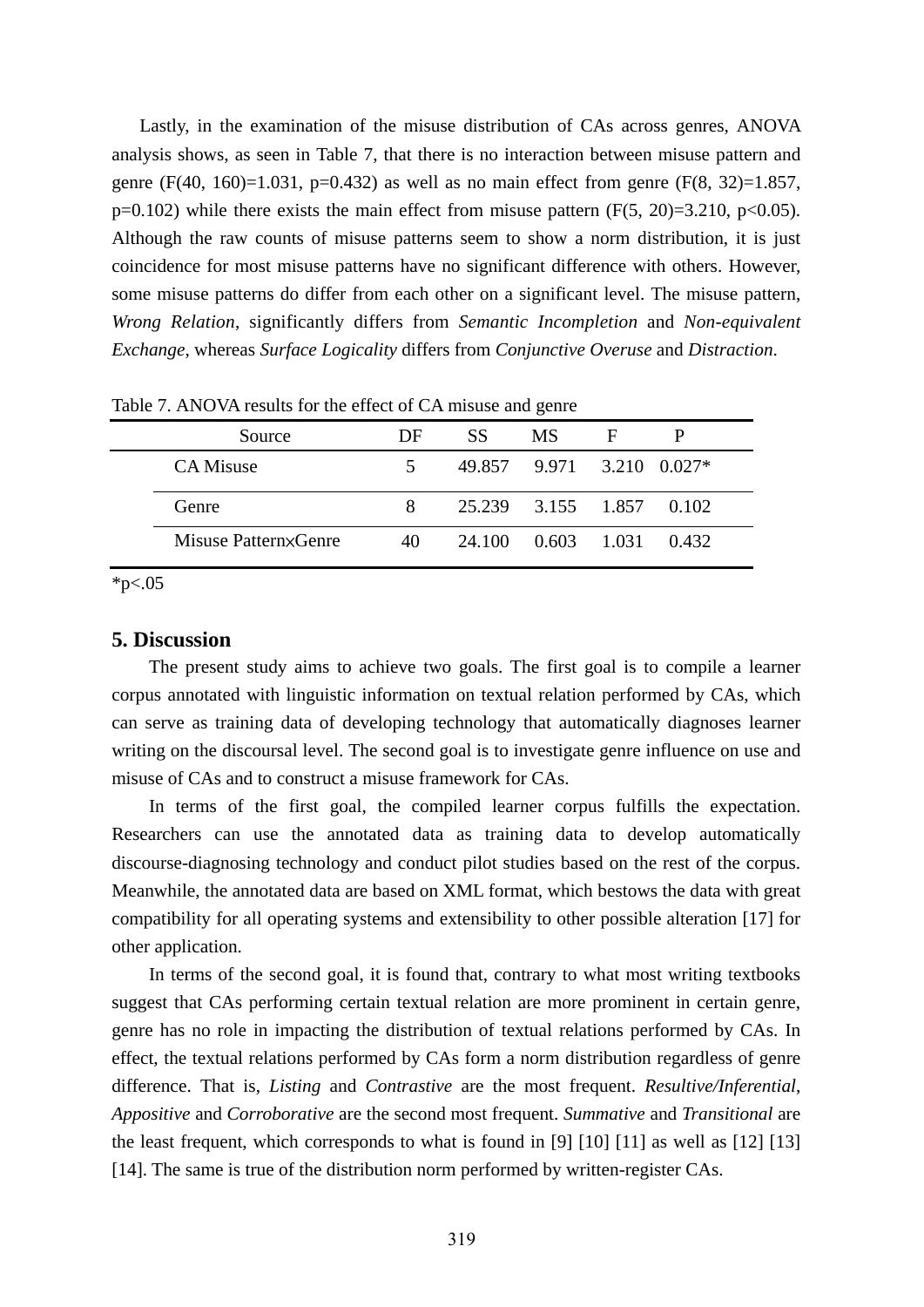Lastly, in the examination of the misuse distribution of CAs across genres, ANOVA analysis shows, as seen in Table 7, that there is no interaction between misuse pattern and genre ($F(40, 160)=1.031$, $p=0.432$) as well as no main effect from genre ($F(8, 32)=1.857$, $p=0.102$) while there exists the main effect from misuse pattern ($F(5, 20)=3.210$, $p<0.05$). Although the raw counts of misuse patterns seem to show a norm distribution, it is just coincidence for most misuse patterns have no significant difference with others. However, some misuse patterns do differ from each other on a significant level. The misuse pattern, *Wrong Relation*, significantly differs from *Semantic Incompletion* and *Non-equivalent Exchange*, whereas *Surface Logicality* differs from *Conjunctive Overuse* and *Distraction*.

Table 7. ANOVA results for the effect of CA misuse and genre

| Source | DF | SS | MS | F | P |
|---|---|---|---|---|---|
| CA Misuse | 5 | 49.857 | 9.971 | 3.210 | 0.027* |
| Genre | 8 | 25.239 | 3.155 | 1.857 | 0.102 |
| Misuse Pattern×Genre | 40 | 24.100 | 0.603 | 1.031 | 0.432 |

*p<.05

## 5. Discussion

The present study aims to achieve two goals. The first goal is to compile a learner corpus annotated with linguistic information on textual relation performed by CAs, which can serve as training data of developing technology that automatically diagnoses learner writing on the discoursal level. The second goal is to investigate genre influence on use and misuse of CAs and to construct a misuse framework for CAs.

In terms of the first goal, the compiled learner corpus fulfills the expectation. Researchers can use the annotated data as training data to develop automatically discourse-diagnosing technology and conduct pilot studies based on the rest of the corpus. Meanwhile, the annotated data are based on XML format, which bestows the data with great compatibility for all operating systems and extensibility to other possible alteration [17] for other application.

In terms of the second goal, it is found that, contrary to what most writing textbooks suggest that CAs performing certain textual relation are more prominent in certain genre, genre has no role in impacting the distribution of textual relations performed by CAs. In effect, the textual relations performed by CAs form a norm distribution regardless of genre difference. That is, *Listing* and *Contrastive* are the most frequent. *Resultive/Inferential*, *Appositive* and *Corroborative* are the second most frequent. *Summative* and *Transitional* are the least frequent, which corresponds to what is found in [9] [10] [11] as well as [12] [13] [14]. The same is true of the distribution norm performed by written-register CAs.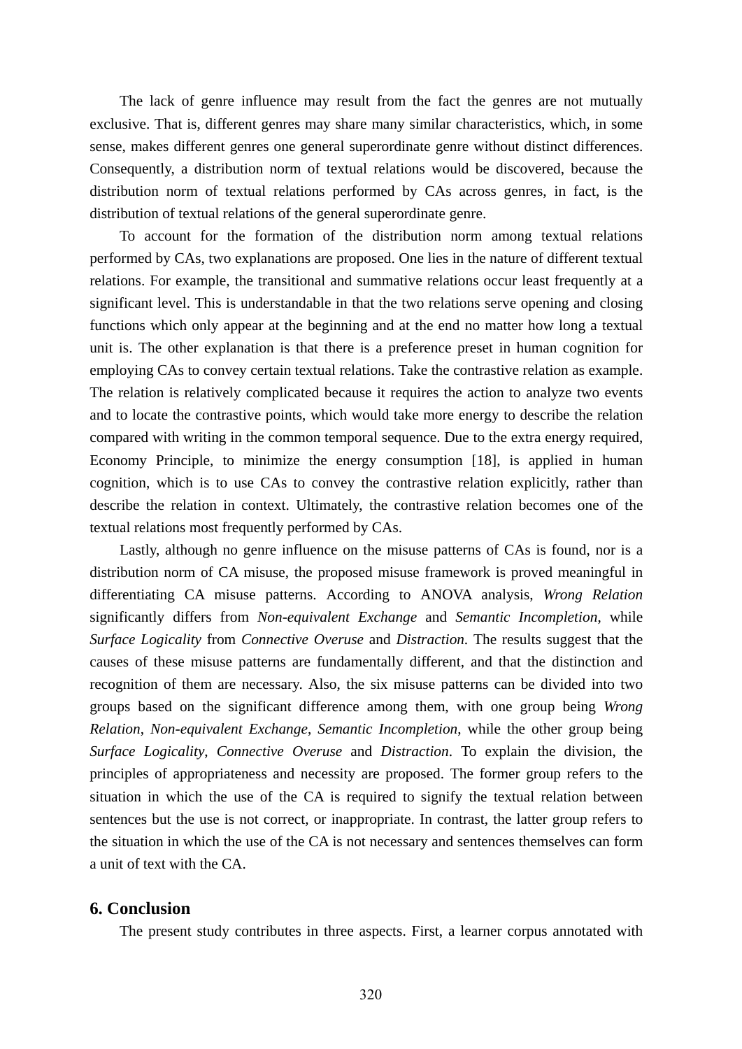The lack of genre influence may result from the fact the genres are not mutually exclusive. That is, different genres may share many similar characteristics, which, in some sense, makes different genres one general superordinate genre without distinct differences. Consequently, a distribution norm of textual relations would be discovered, because the distribution norm of textual relations performed by CAs across genres, in fact, is the distribution of textual relations of the general superordinate genre.

To account for the formation of the distribution norm among textual relations performed by CAs, two explanations are proposed. One lies in the nature of different textual relations. For example, the transitional and summative relations occur least frequently at a significant level. This is understandable in that the two relations serve opening and closing functions which only appear at the beginning and at the end no matter how long a textual unit is. The other explanation is that there is a preference preset in human cognition for employing CAs to convey certain textual relations. Take the contrastive relation as example. The relation is relatively complicated because it requires the action to analyze two events and to locate the contrastive points, which would take more energy to describe the relation compared with writing in the common temporal sequence. Due to the extra energy required, Economy Principle, to minimize the energy consumption [18], is applied in human cognition, which is to use CAs to convey the contrastive relation explicitly, rather than describe the relation in context. Ultimately, the contrastive relation becomes one of the textual relations most frequently performed by CAs.

Lastly, although no genre influence on the misuse patterns of CAs is found, nor is a distribution norm of CA misuse, the proposed misuse framework is proved meaningful in differentiating CA misuse patterns. According to ANOVA analysis, *Wrong Relation* significantly differs from *Non-equivalent Exchange* and *Semantic Incompletion*, while *Surface Logicality* from *Connective Overuse* and *Distraction*. The results suggest that the causes of these misuse patterns are fundamentally different, and that the distinction and recognition of them are necessary. Also, the six misuse patterns can be divided into two groups based on the significant difference among them, with one group being *Wrong Relation*, *Non-equivalent Exchange*, *Semantic Incompletion*, while the other group being *Surface Logicality*, *Connective Overuse* and *Distraction*. To explain the division, the principles of appropriateness and necessity are proposed. The former group refers to the situation in which the use of the CA is required to signify the textual relation between sentences but the use is not correct, or inappropriate. In contrast, the latter group refers to the situation in which the use of the CA is not necessary and sentences themselves can form a unit of text with the CA.

## 6. Conclusion

The present study contributes in three aspects. First, a learner corpus annotated with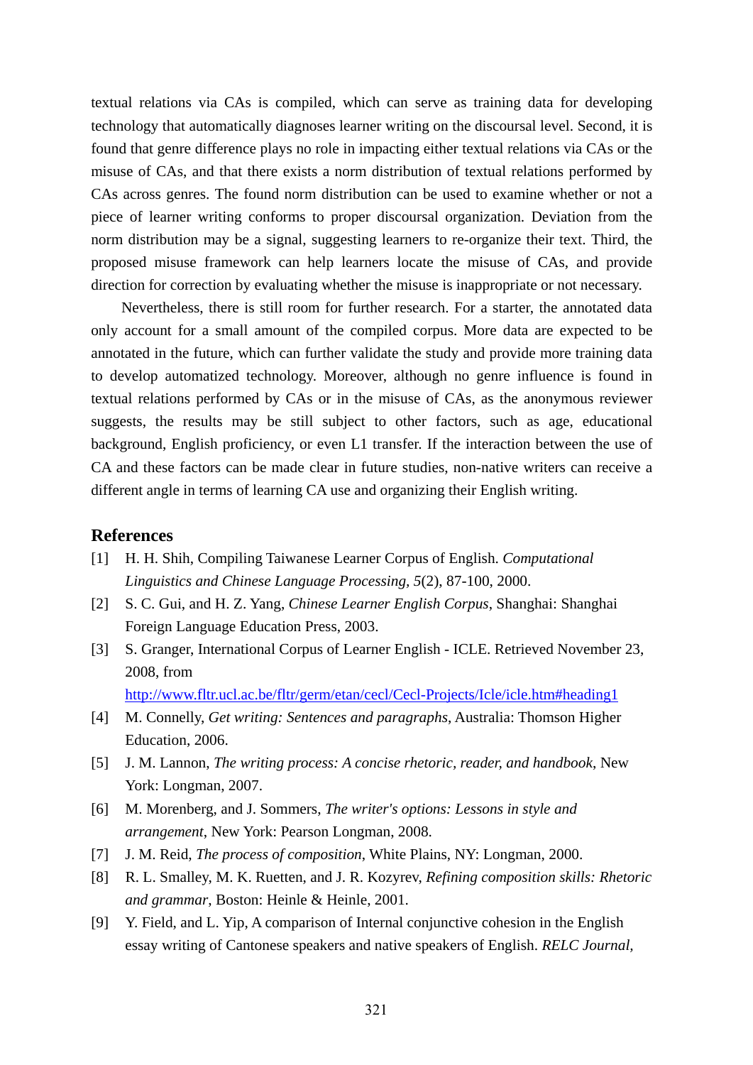textual relations via CAs is compiled, which can serve as training data for developing technology that automatically diagnoses learner writing on the discoursal level. Second, it is found that genre difference plays no role in impacting either textual relations via CAs or the misuse of CAs, and that there exists a norm distribution of textual relations performed by CAs across genres. The found norm distribution can be used to examine whether or not a piece of learner writing conforms to proper discoursal organization. Deviation from the norm distribution may be a signal, suggesting learners to re-organize their text. Third, the proposed misuse framework can help learners locate the misuse of CAs, and provide direction for correction by evaluating whether the misuse is inappropriate or not necessary.

Nevertheless, there is still room for further research. For a starter, the annotated data only account for a small amount of the compiled corpus. More data are expected to be annotated in the future, which can further validate the study and provide more training data to develop automatized technology. Moreover, although no genre influence is found in textual relations performed by CAs or in the misuse of CAs, as the anonymous reviewer suggests, the results may be still subject to other factors, such as age, educational background, English proficiency, or even L1 transfer. If the interaction between the use of CA and these factors can be made clear in future studies, non-native writers can receive a different angle in terms of learning CA use and organizing their English writing.

## References

[1] H. H. Shih, Compiling Taiwanese Learner Corpus of English. *Computational Linguistics and Chinese Language Processing, 5*(2), 87-100, 2000.

[2] S. C. Gui, and H. Z. Yang, *Chinese Learner English Corpus*, Shanghai: Shanghai Foreign Language Education Press, 2003.

[3] S. Granger, International Corpus of Learner English - ICLE. Retrieved November 23, 2008, from http://www.fltr.ucl.ac.be/fltr/germ/etan/cecl/Cecl-Projects/Icle/icle.htm#heading1

[4] M. Connelly, *Get writing: Sentences and paragraphs*, Australia: Thomson Higher Education, 2006.

[5] J. M. Lannon, *The writing process: A concise rhetoric, reader, and handbook*, New York: Longman, 2007.

[6] M. Morenberg, and J. Sommers, *The writer's options: Lessons in style and arrangement*, New York: Pearson Longman, 2008.

[7] J. M. Reid, *The process of composition*, White Plains, NY: Longman, 2000.

[8] R. L. Smalley, M. K. Ruetten, and J. R. Kozyrev, *Refining composition skills: Rhetoric and grammar*, Boston: Heinle & Heinle, 2001.

[9] Y. Field, and L. Yip, A comparison of Internal conjunctive cohesion in the English essay writing of Cantonese speakers and native speakers of English. *RELC Journal,*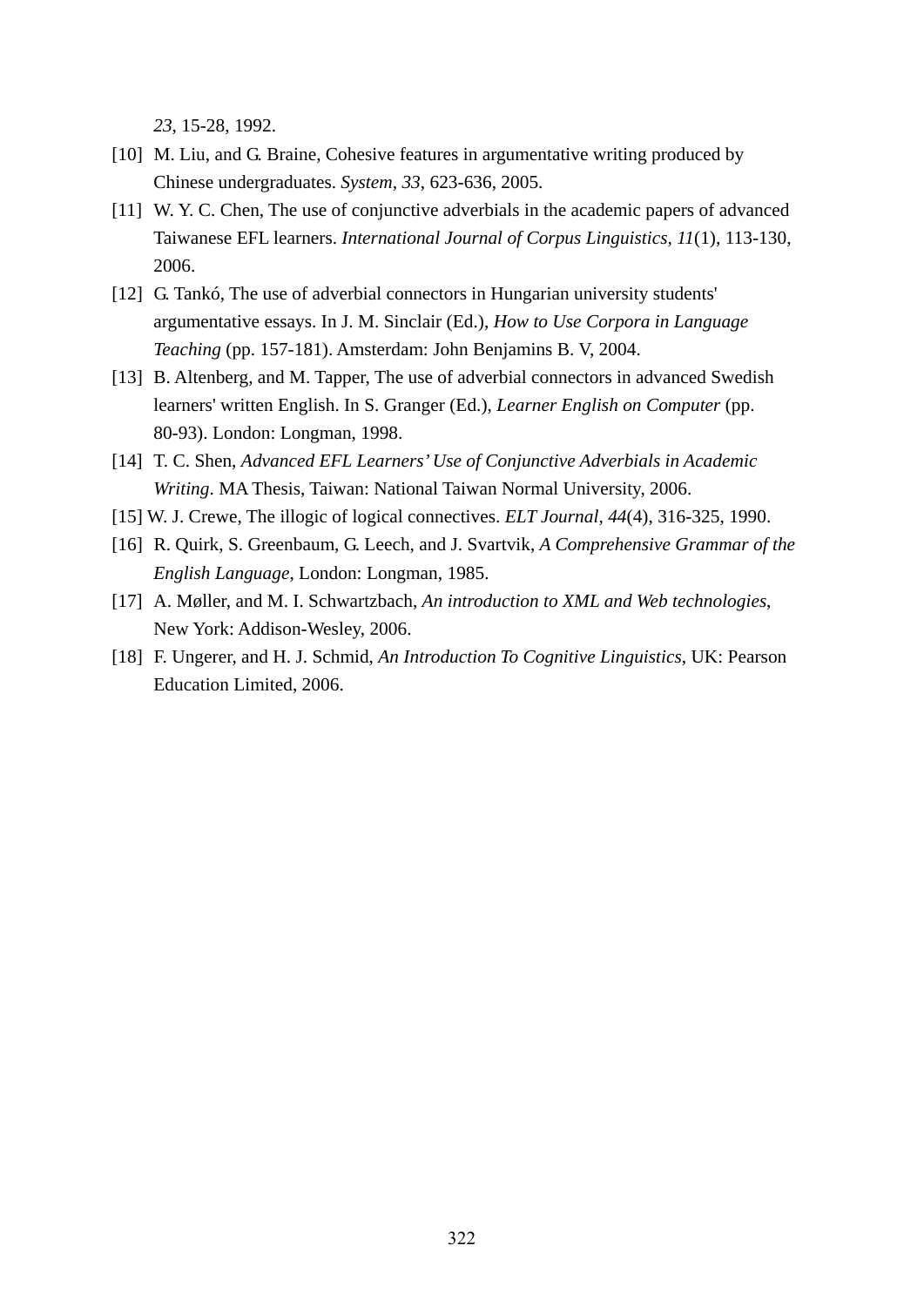*23*, 15-28, 1992.

[10] M. Liu, and G. Braine, Cohesive features in argumentative writing produced by Chinese undergraduates. *System, 33*, 623-636, 2005.

[11] W. Y. C. Chen, The use of conjunctive adverbials in the academic papers of advanced Taiwanese EFL learners. *International Journal of Corpus Linguistics, 11*(1), 113-130, 2006.

[12] G. Tankó, The use of adverbial connectors in Hungarian university students' argumentative essays. In J. M. Sinclair (Ed.), *How to Use Corpora in Language Teaching* (pp. 157-181). Amsterdam: John Benjamins B. V, 2004.

[13] B. Altenberg, and M. Tapper, The use of adverbial connectors in advanced Swedish learners' written English. In S. Granger (Ed.), *Learner English on Computer* (pp. 80-93). London: Longman, 1998.

[14] T. C. Shen, *Advanced EFL Learners' Use of Conjunctive Adverbials in Academic Writing*. MA Thesis, Taiwan: National Taiwan Normal University, 2006.

[15] W. J. Crewe, The illogic of logical connectives. *ELT Journal*, *44*(4), 316-325, 1990.

[16] R. Quirk, S. Greenbaum, G. Leech, and J. Svartvik, *A Comprehensive Grammar of the English Language*, London: Longman, 1985.

[17] A. Møller, and M. I. Schwartzbach, *An introduction to XML and Web technologies*, New York: Addison-Wesley, 2006.

[18] F. Ungerer, and H. J. Schmid, *An Introduction To Cognitive Linguistics*, UK: Pearson Education Limited, 2006.